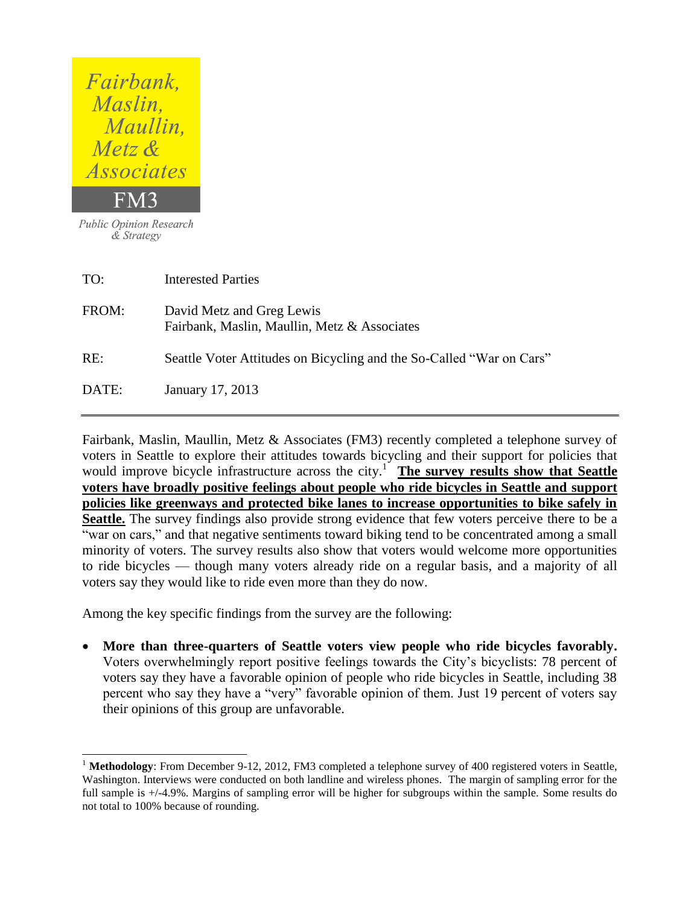Fairbank, Maslin, Maullin, Metz & Associates

FM3

*Public Opinion Research & Strategy*

| | |
|---|---|
| TO: | Interested Parties |
| FROM: | David Metz and Greg Lewis<br>Fairbank, Maslin, Maullin, Metz & Associates |
| RE: | Seattle Voter Attitudes on Bicycling and the So-Called "War on Cars" |
| DATE: | January 17, 2013 |

---

Fairbank, Maslin, Maullin, Metz & Associates (FM3) recently completed a telephone survey of voters in Seattle to explore their attitudes towards bicycling and their support for policies that would improve bicycle infrastructure across the city.[1] **The survey results show that Seattle voters have broadly positive feelings about people who ride bicycles in Seattle and support policies like greenways and protected bike lanes to increase opportunities to bike safely in Seattle.** The survey findings also provide strong evidence that few voters perceive there to be a "war on cars," and that negative sentiments toward biking tend to be concentrated among a small minority of voters. The survey results also show that voters would welcome more opportunities to ride bicycles — though many voters already ride on a regular basis, and a majority of all voters say they would like to ride even more than they do now.

Among the key specific findings from the survey are the following:

- **More than three-quarters of Seattle voters view people who ride bicycles favorably.** Voters overwhelmingly report positive feelings towards the City's bicyclists: 78 percent of voters say they have a favorable opinion of people who ride bicycles in Seattle, including 38 percent who say they have a "very" favorable opinion of them. Just 19 percent of voters say their opinions of this group are unfavorable.

---

[1] **Methodology**: From December 9-12, 2012, FM3 completed a telephone survey of 400 registered voters in Seattle, Washington. Interviews were conducted on both landline and wireless phones. The margin of sampling error for the full sample is +/-4.9%. Margins of sampling error will be higher for subgroups within the sample. Some results do not total to 100% because of rounding.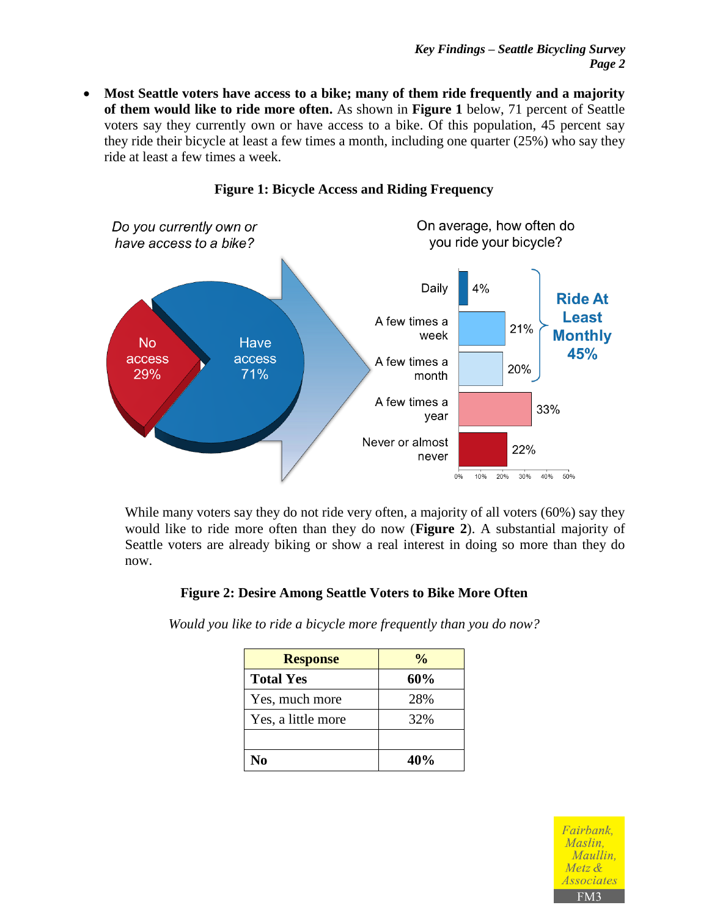- **Most Seattle voters have access to a bike; many of them ride frequently and a majority of them would like to ride more often.** As shown in **Figure 1** below, 71 percent of Seattle voters say they currently own or have access to a bike. Of this population, 45 percent say they ride their bicycle at least a few times a month, including one quarter (25%) who say they ride at least a few times a week.

**Figure 1: Bicycle Access and Riding Frequency**

*Do you currently own or have access to a bike?*

- Have access: 71%
- No access: 29%

On average, how often do you ride your bicycle?

| Frequency | % |
|---|---|
| Daily | 4% |
| A few times a week | 21% |
| A few times a month | 20% |
| A few times a year | 33% |
| Never or almost never | 22% |

Ride At Least Monthly 45%

While many voters say they do not ride very often, a majority of all voters (60%) say they would like to ride more often than they do now (**Figure 2**). A substantial majority of Seattle voters are already biking or show a real interest in doing so more than they do now.

**Figure 2: Desire Among Seattle Voters to Bike More Often**

*Would you like to ride a bicycle more frequently than you do now?*

| Response | % |
|---|---|
| **Total Yes** | **60%** |
| Yes, much more | 28% |
| Yes, a little more | 32% |
| | |
| **No** | **40%** |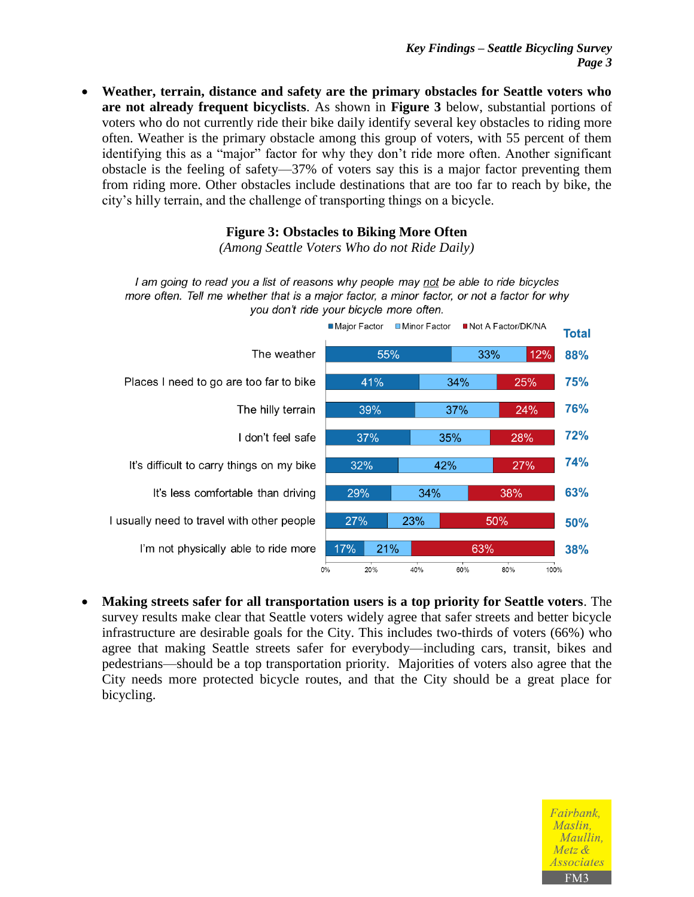- **Weather, terrain, distance and safety are the primary obstacles for Seattle voters who are not already frequent bicyclists**. As shown in **Figure 3** below, substantial portions of voters who do not currently ride their bike daily identify several key obstacles to riding more often. Weather is the primary obstacle among this group of voters, with 55 percent of them identifying this as a "major" factor for why they don't ride more often. Another significant obstacle is the feeling of safety—37% of voters say this is a major factor preventing them from riding more. Other obstacles include destinations that are too far to reach by bike, the city's hilly terrain, and the challenge of transporting things on a bicycle.

**Figure 3: Obstacles to Biking More Often**

*(Among Seattle Voters Who do not Ride Daily)*

*I am going to read you a list of reasons why people may not be able to ride bicycles more often. Tell me whether that is a major factor, a minor factor, or not a factor for why you don't ride your bicycle more often.*

| | Major Factor | Minor Factor | Not A Factor/DK/NA | Total |
|---|---|---|---|---|
| The weather | 55% | 33% | 12% | 88% |
| Places I need to go are too far to bike | 41% | 34% | 25% | 75% |
| The hilly terrain | 39% | 37% | 24% | 76% |
| I don't feel safe | 37% | 35% | 28% | 72% |
| It's difficult to carry things on my bike | 32% | 42% | 27% | 74% |
| It's less comfortable than driving | 29% | 34% | 38% | 63% |
| I usually need to travel with other people | 27% | 23% | 50% | 50% |
| I'm not physically able to ride more | 17% | 21% | 63% | 38% |

- **Making streets safer for all transportation users is a top priority for Seattle voters**. The survey results make clear that Seattle voters widely agree that safer streets and better bicycle infrastructure are desirable goals for the City. This includes two-thirds of voters (66%) who agree that making Seattle streets safer for everybody—including cars, transit, bikes and pedestrians—should be a top transportation priority. Majorities of voters also agree that the City needs more protected bicycle routes, and that the City should be a great place for bicycling.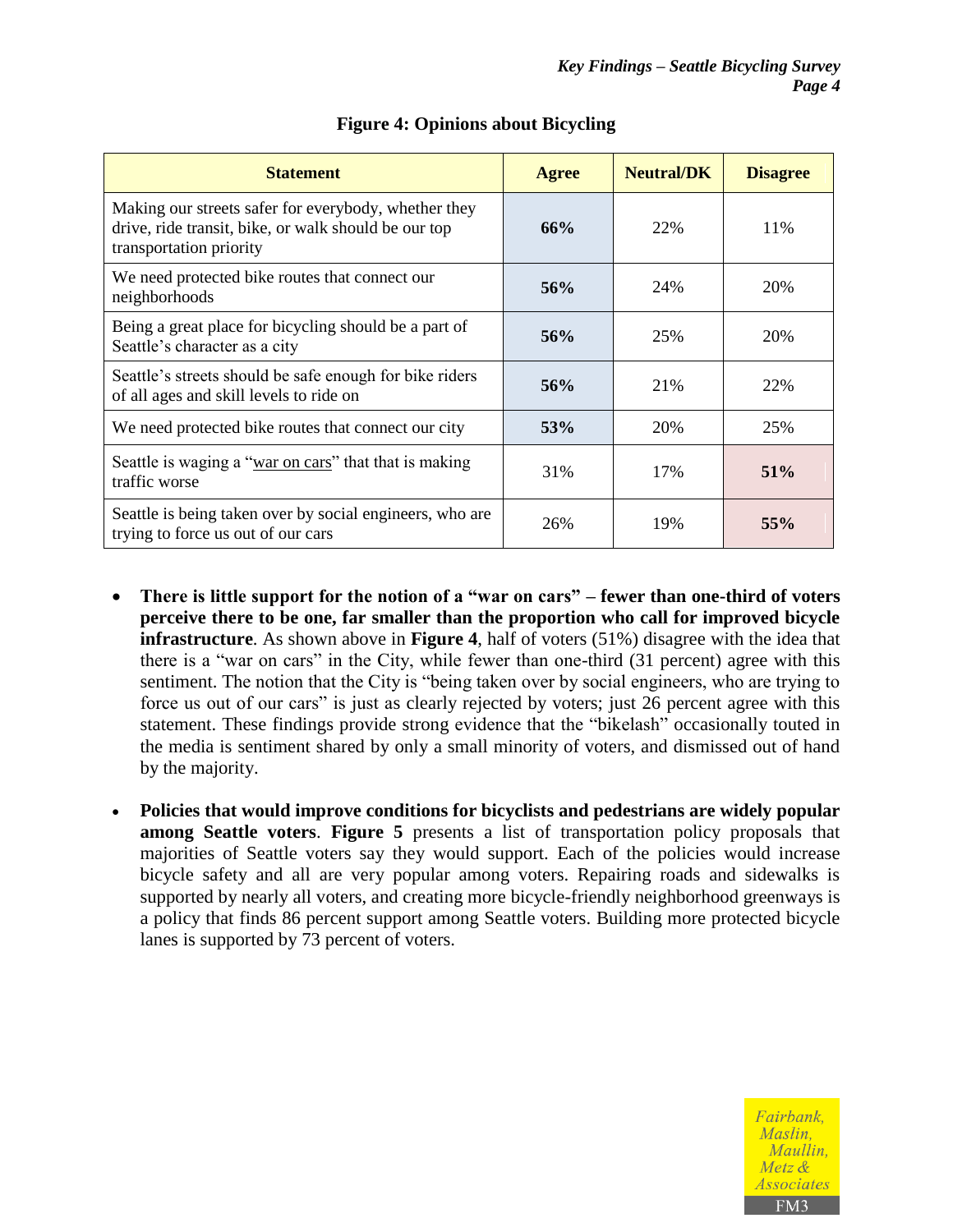**Figure 4: Opinions about Bicycling**

| Statement | Agree | Neutral/DK | Disagree |
|---|---|---|---|
| Making our streets safer for everybody, whether they drive, ride transit, bike, or walk should be our top transportation priority | **66%** | 22% | 11% |
| We need protected bike routes that connect our neighborhoods | **56%** | 24% | 20% |
| Being a great place for bicycling should be a part of Seattle's character as a city | **56%** | 25% | 20% |
| Seattle's streets should be safe enough for bike riders of all ages and skill levels to ride on | **56%** | 21% | 22% |
| We need protected bike routes that connect our city | **53%** | 20% | 25% |
| Seattle is waging a "war on cars" that that is making traffic worse | 31% | 17% | **51%** |
| Seattle is being taken over by social engineers, who are trying to force us out of our cars | 26% | 19% | **55%** |

- **There is little support for the notion of a "war on cars" – fewer than one-third of voters perceive there to be one, far smaller than the proportion who call for improved bicycle infrastructure**. As shown above in **Figure 4**, half of voters (51%) disagree with the idea that there is a "war on cars" in the City, while fewer than one-third (31 percent) agree with this sentiment. The notion that the City is "being taken over by social engineers, who are trying to force us out of our cars" is just as clearly rejected by voters; just 26 percent agree with this statement. These findings provide strong evidence that the "bikelash" occasionally touted in the media is sentiment shared by only a small minority of voters, and dismissed out of hand by the majority.

- **Policies that would improve conditions for bicyclists and pedestrians are widely popular among Seattle voters**. **Figure 5** presents a list of transportation policy proposals that majorities of Seattle voters say they would support. Each of the policies would increase bicycle safety and all are very popular among voters. Repairing roads and sidewalks is supported by nearly all voters, and creating more bicycle-friendly neighborhood greenways is a policy that finds 86 percent support among Seattle voters. Building more protected bicycle lanes is supported by 73 percent of voters.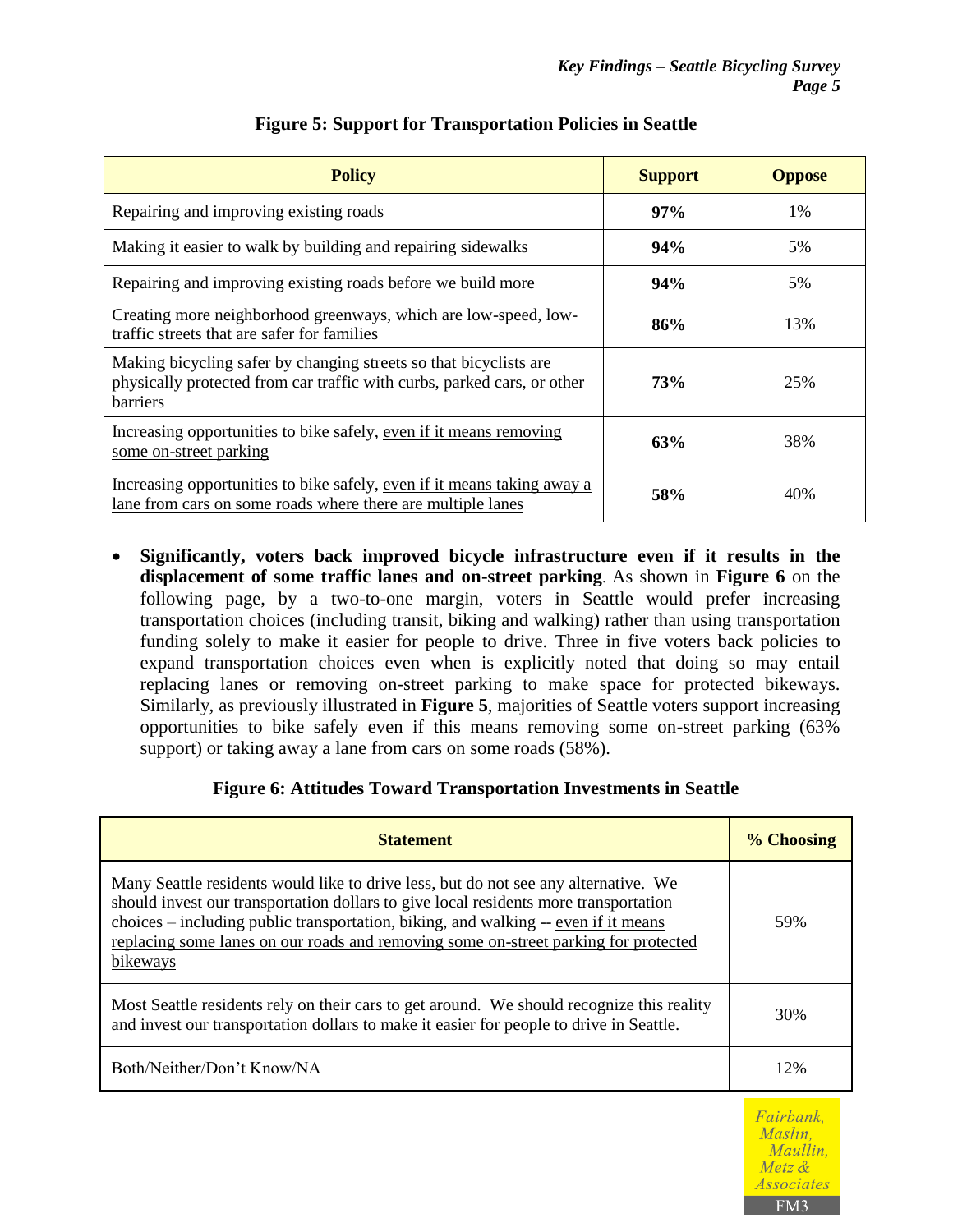**Figure 5: Support for Transportation Policies in Seattle**

| Policy | Support | Oppose |
|---|---|---|
| Repairing and improving existing roads | **97%** | 1% |
| Making it easier to walk by building and repairing sidewalks | **94%** | 5% |
| Repairing and improving existing roads before we build more | **94%** | 5% |
| Creating more neighborhood greenways, which are low-speed, low-traffic streets that are safer for families | **86%** | 13% |
| Making bicycling safer by changing streets so that bicyclists are physically protected from car traffic with curbs, parked cars, or other barriers | **73%** | 25% |
| Increasing opportunities to bike safely, <u>even if it means removing some on-street parking</u> | **63%** | 38% |
| Increasing opportunities to bike safely, <u>even if it means taking away a lane from cars on some roads where there are multiple lanes</u> | **58%** | 40% |

- **Significantly, voters back improved bicycle infrastructure even if it results in the displacement of some traffic lanes and on-street parking**. As shown in **Figure 6** on the following page, by a two-to-one margin, voters in Seattle would prefer increasing transportation choices (including transit, biking and walking) rather than using transportation funding solely to make it easier for people to drive. Three in five voters back policies to expand transportation choices even when is explicitly noted that doing so may entail replacing lanes or removing on-street parking to make space for protected bikeways. Similarly, as previously illustrated in **Figure 5**, majorities of Seattle voters support increasing opportunities to bike safely even if this means removing some on-street parking (63% support) or taking away a lane from cars on some roads (58%).

**Figure 6: Attitudes Toward Transportation Investments in Seattle**

| Statement | % Choosing |
|---|---|
| Many Seattle residents would like to drive less, but do not see any alternative. We should invest our transportation dollars to give local residents more transportation choices – including public transportation, biking, and walking -- <u>even if it means replacing some lanes on our roads and removing some on-street parking for protected bikeways</u> | 59% |
| Most Seattle residents rely on their cars to get around. We should recognize this reality and invest our transportation dollars to make it easier for people to drive in Seattle. | 30% |
| Both/Neither/Don't Know/NA | 12% |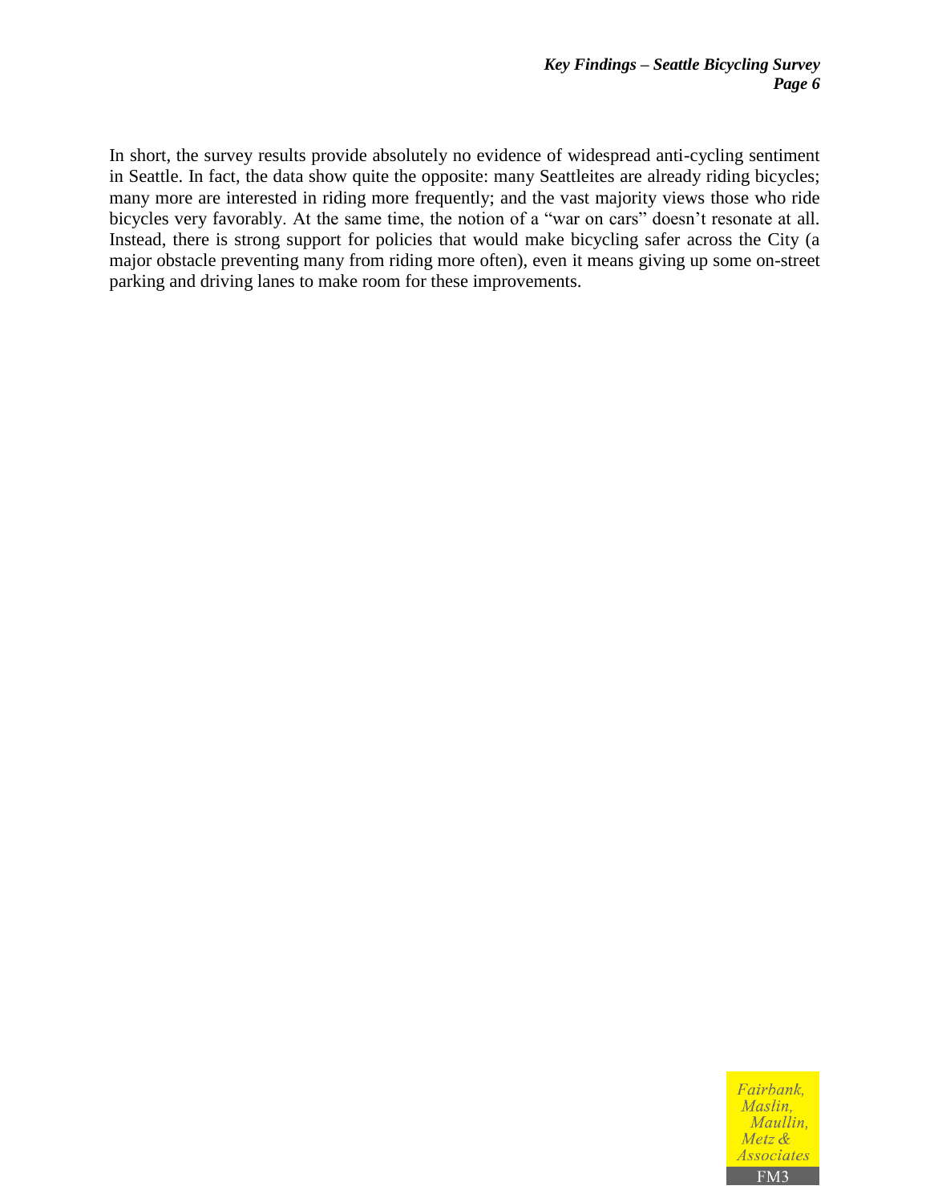In short, the survey results provide absolutely no evidence of widespread anti-cycling sentiment in Seattle. In fact, the data show quite the opposite: many Seattleites are already riding bicycles; many more are interested in riding more frequently; and the vast majority views those who ride bicycles very favorably. At the same time, the notion of a "war on cars" doesn't resonate at all. Instead, there is strong support for policies that would make bicycling safer across the City (a major obstacle preventing many from riding more often), even it means giving up some on-street parking and driving lanes to make room for these improvements.